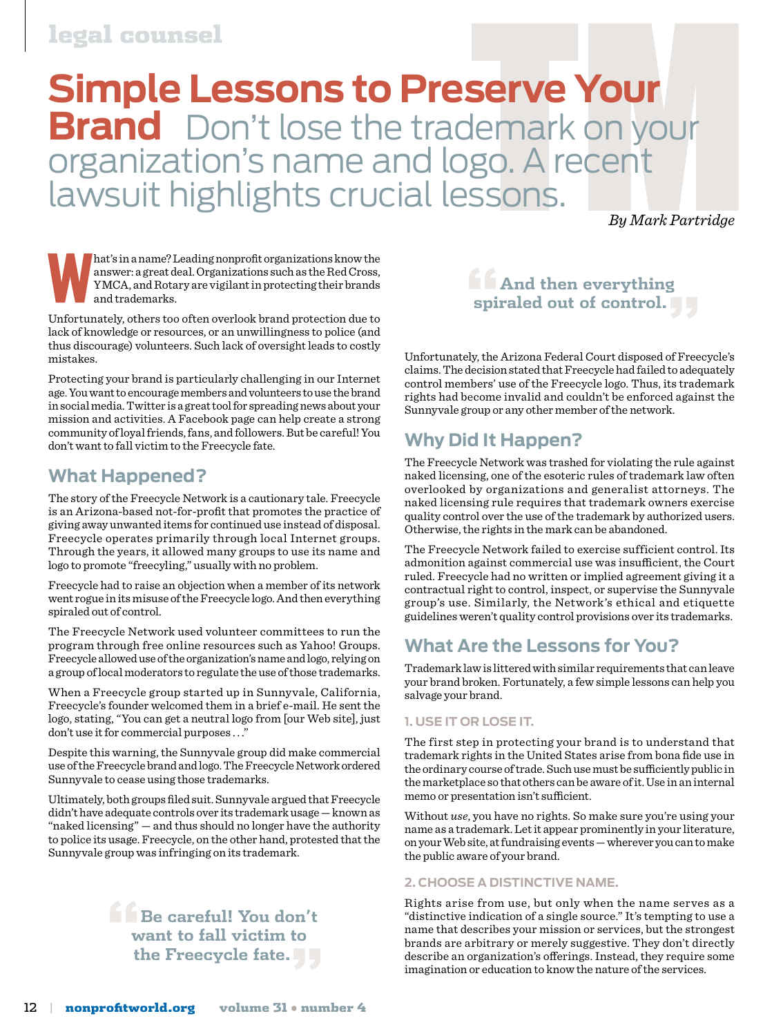# Simple Lessons to Preserve Your Brand

Don't lose the trademark on your organization's name and logo. A recent lawsuit highlights crucial lessons.

*By Mark Partridge*

What's in a name? Leading nonprofit organizations know the answer: a great deal. Organizations such as the Red Cross, YMCA, and Rotary are vigilant in protecting their brands and trademarks.

Unfortunately, others too often overlook brand protection due to lack of knowledge or resources, or an unwillingness to police (and thus discourage) volunteers. Such lack of oversight leads to costly mistakes.

Protecting your brand is particularly challenging in our Internet age. You want to encourage members and volunteers to use the brand in social media. Twitter is a great tool for spreading news about your mission and activities. A Facebook page can help create a strong community of loyal friends, fans, and followers. But be careful! You don't want to fall victim to the Freecycle fate.

## What Happened?

The story of the Freecycle Network is a cautionary tale. Freecycle is an Arizona-based not-for-profit that promotes the practice of giving away unwanted items for continued use instead of disposal. Freecycle operates primarily through local Internet groups. Through the years, it allowed many groups to use its name and logo to promote "freecyling," usually with no problem.

Freecycle had to raise an objection when a member of its network went rogue in its misuse of the Freecycle logo. And then everything spiraled out of control.

The Freecycle Network used volunteer committees to run the program through free online resources such as Yahoo! Groups. Freecycle allowed use of the organization's name and logo, relying on a group of local moderators to regulate the use of those trademarks.

When a Freecycle group started up in Sunnyvale, California, Freecycle's founder welcomed them in a brief e-mail. He sent the logo, stating, "You can get a neutral logo from [our Web site], just don't use it for commercial purposes . . ."

Despite this warning, the Sunnyvale group did make commercial use of the Freecycle brand and logo. The Freecycle Network ordered Sunnyvale to cease using those trademarks.

Ultimately, both groups filed suit. Sunnyvale argued that Freecycle didn't have adequate controls over its trademark usage — known as "naked licensing" — and thus should no longer have the authority to police its usage. Freecycle, on the other hand, protested that the Sunnyvale group was infringing on its trademark.

> Be careful! You don't want to fall victim to the Freecycle fate.

> And then everything spiraled out of control.

Unfortunately, the Arizona Federal Court disposed of Freecycle's claims. The decision stated that Freecycle had failed to adequately control members' use of the Freecycle logo. Thus, its trademark rights had become invalid and couldn't be enforced against the Sunnyvale group or any other member of the network.

## Why Did It Happen?

The Freecycle Network was trashed for violating the rule against naked licensing, one of the esoteric rules of trademark law often overlooked by organizations and generalist attorneys. The naked licensing rule requires that trademark owners exercise quality control over the use of the trademark by authorized users. Otherwise, the rights in the mark can be abandoned.

The Freecycle Network failed to exercise sufficient control. Its admonition against commercial use was insufficient, the Court ruled. Freecycle had no written or implied agreement giving it a contractual right to control, inspect, or supervise the Sunnyvale group's use. Similarly, the Network's ethical and etiquette guidelines weren't quality control provisions over its trademarks.

## What Are the Lessons for You?

Trademark law is littered with similar requirements that can leave your brand broken. Fortunately, a few simple lessons can help you salvage your brand.

### 1. USE IT OR LOSE IT.

The first step in protecting your brand is to understand that trademark rights in the United States arise from bona fide use in the ordinary course of trade. Such use must be sufficiently public in the marketplace so that others can be aware of it. Use in an internal memo or presentation isn't sufficient.

Without *use*, you have no rights. So make sure you're using your name as a trademark. Let it appear prominently in your literature, on your Web site, at fundraising events — wherever you can to make the public aware of your brand.

### 2. CHOOSE A DISTINCTIVE NAME.

Rights arise from use, but only when the name serves as a "distinctive indication of a single source." It's tempting to use a name that describes your mission or services, but the strongest brands are arbitrary or merely suggestive. They don't directly describe an organization's offerings. Instead, they require some imagination or education to know the nature of the services.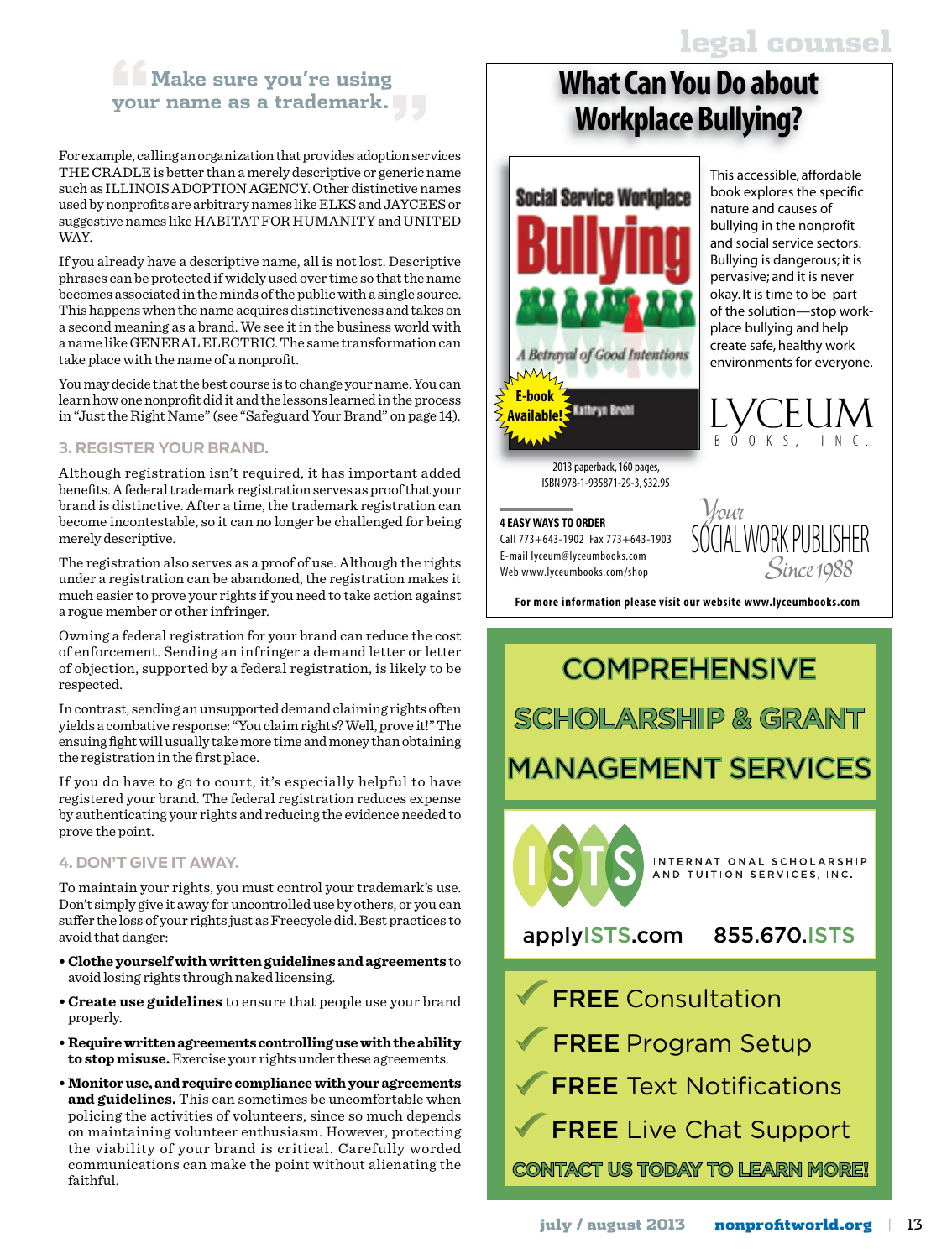> Make sure you're using your name as a trademark.

For example, calling an organization that provides adoption services THE CRADLE is better than a merely descriptive or generic name such as ILLINOIS ADOPTION AGENCY. Other distinctive names used by nonprofits are arbitrary names like ELKS and JAYCEES or suggestive names like HABITAT FOR HUMANITY and UNITED WAY.

If you already have a descriptive name, all is not lost. Descriptive phrases can be protected if widely used over time so that the name becomes associated in the minds of the public with a single source. This happens when the name acquires distinctiveness and takes on a second meaning as a brand. We see it in the business world with a name like GENERAL ELECTRIC. The same transformation can take place with the name of a nonprofit.

You may decide that the best course is to change your name. You can learn how one nonprofit did it and the lessons learned in the process in "Just the Right Name" (see "Safeguard Your Brand" on page 14).

### 3. REGISTER YOUR BRAND.

Although registration isn't required, it has important added benefits. A federal trademark registration serves as proof that your brand is distinctive. After a time, the trademark registration can become incontestable, so it can no longer be challenged for being merely descriptive.

The registration also serves as a proof of use. Although the rights under a registration can be abandoned, the registration makes it much easier to prove your rights if you need to take action against a rogue member or other infringer.

Owning a federal registration for your brand can reduce the cost of enforcement. Sending an infringer a demand letter or letter of objection, supported by a federal registration, is likely to be respected.

In contrast, sending an unsupported demand claiming rights often yields a combative response: "You claim rights? Well, prove it!" The ensuing fight will usually take more time and money than obtaining the registration in the first place.

If you do have to go to court, it's especially helpful to have registered your brand. The federal registration reduces expense by authenticating your rights and reducing the evidence needed to prove the point.

### 4. DON'T GIVE IT AWAY.

To maintain your rights, you must control your trademark's use. Don't simply give it away for uncontrolled use by others, or you can suffer the loss of your rights just as Freecycle did. Best practices to avoid that danger:

- **Clothe yourself with written guidelines and agreements** to avoid losing rights through naked licensing.
- **Create use guidelines** to ensure that people use your brand properly.
- **Require written agreements controlling use with the ability to stop misuse.** Exercise your rights under these agreements.
- **Monitor use, and require compliance with your agreements and guidelines.** This can sometimes be uncomfortable when policing the activities of volunteers, since so much depends on maintaining volunteer enthusiasm. However, protecting the viability of your brand is critical. Carefully worded communications can make the point without alienating the faithful.

---

## What Can You Do about Workplace Bullying?

**Social Service Workplace Bullying: A Betrayal of Good Intentions** — Kathryn Brohl

E-book Available!

This accessible, affordable book explores the specific nature and causes of bullying in the nonprofit and social service sectors. Bullying is dangerous; it is pervasive; and it is never okay. It is time to be part of the solution—stop workplace bullying and help create safe, healthy work environments for everyone.

LYCEUM BOOKS, INC.

2013 paperback, 160 pages, ISBN 978-1-935871-29-3, $32.95

**4 EASY WAYS TO ORDER**
Call 773+643-1902 Fax 773+643-1903
E-mail lyceum@lyceumbooks.com
Web www.lyceumbooks.com/shop

Your SOCIAL WORK PUBLISHER Since 1988

**For more information please visit our website www.lyceumbooks.com**

---

## COMPREHENSIVE SCHOLARSHIP & GRANT MANAGEMENT SERVICES

ISTS — INTERNATIONAL SCHOLARSHIP AND TUITION SERVICES, INC.

applyISTS.com 855.670.ISTS

- ✓ FREE Consultation
- ✓ FREE Program Setup
- ✓ FREE Text Notifications
- ✓ FREE Live Chat Support

**CONTACT US TODAY TO LEARN MORE!**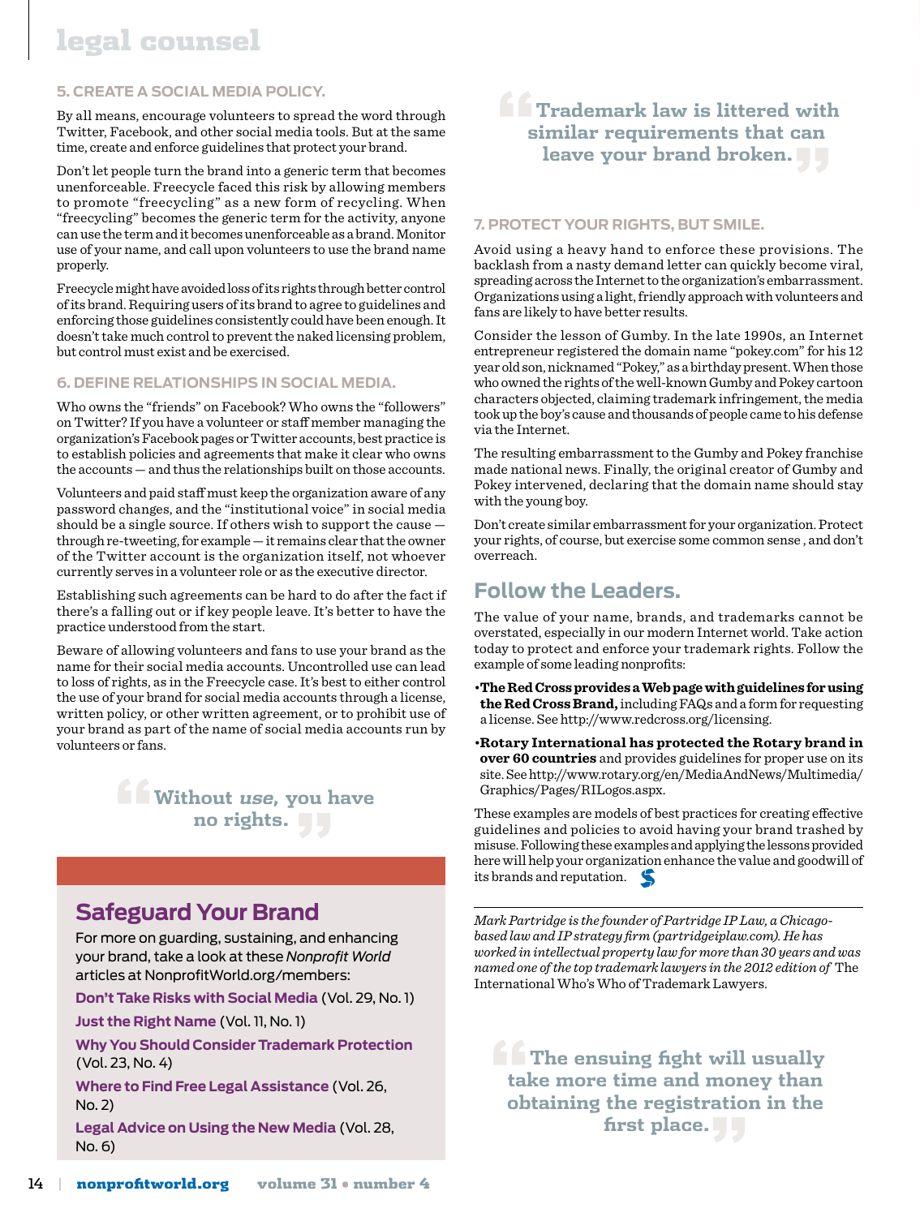### 5. CREATE A SOCIAL MEDIA POLICY.

By all means, encourage volunteers to spread the word through Twitter, Facebook, and other social media tools. But at the same time, create and enforce guidelines that protect your brand.

Don't let people turn the brand into a generic term that becomes unenforceable. Freecycle faced this risk by allowing members to promote "freecycling" as a new form of recycling. When "freecycling" becomes the generic term for the activity, anyone can use the term and it becomes unenforceable as a brand. Monitor use of your name, and call upon volunteers to use the brand name properly.

Freecycle might have avoided loss of its rights through better control of its brand. Requiring users of its brand to agree to guidelines and enforcing those guidelines consistently could have been enough. It doesn't take much control to prevent the naked licensing problem, but control must exist and be exercised.

### 6. DEFINE RELATIONSHIPS IN SOCIAL MEDIA.

Who owns the "friends" on Facebook? Who owns the "followers" on Twitter? If you have a volunteer or staff member managing the organization's Facebook pages or Twitter accounts, best practice is to establish policies and agreements that make it clear who owns the accounts — and thus the relationships built on those accounts.

Volunteers and paid staff must keep the organization aware of any password changes, and the "institutional voice" in social media should be a single source. If others wish to support the cause — through re-tweeting, for example — it remains clear that the owner of the Twitter account is the organization itself, not whoever currently serves in a volunteer role or as the executive director.

Establishing such agreements can be hard to do after the fact if there's a falling out or if key people leave. It's better to have the practice understood from the start.

Beware of allowing volunteers and fans to use your brand as the name for their social media accounts. Uncontrolled use can lead to loss of rights, as in the Freecycle case. It's best to either control the use of your brand for social media accounts through a license, written policy, or other written agreement, or to prohibit use of your brand as part of the name of social media accounts run by volunteers or fans.

> "Without *use*, you have no rights."

## Safeguard Your Brand

For more on guarding, sustaining, and enhancing your brand, take a look at these *Nonprofit World* articles at NonprofitWorld.org/members:

**Don't Take Risks with Social Media** (Vol. 29, No. 1)

**Just the Right Name** (Vol. 11, No. 1)

**Why You Should Consider Trademark Protection** (Vol. 23, No. 4)

**Where to Find Free Legal Assistance** (Vol. 26, No. 2)

**Legal Advice on Using the New Media** (Vol. 28, No. 6)

> "Trademark law is littered with similar requirements that can leave your brand broken."

### 7. PROTECT YOUR RIGHTS, BUT SMILE.

Avoid using a heavy hand to enforce these provisions. The backlash from a nasty demand letter can quickly become viral, spreading across the Internet to the organization's embarrassment. Organizations using a light, friendly approach with volunteers and fans are likely to have better results.

Consider the lesson of Gumby. In the late 1990s, an Internet entrepreneur registered the domain name "pokey.com" for his 12 year old son, nicknamed "Pokey," as a birthday present. When those who owned the rights of the well-known Gumby and Pokey cartoon characters objected, claiming trademark infringement, the media took up the boy's cause and thousands of people came to his defense via the Internet.

The resulting embarrassment to the Gumby and Pokey franchise made national news. Finally, the original creator of Gumby and Pokey intervened, declaring that the domain name should stay with the young boy.

Don't create similar embarrassment for your organization. Protect your rights, of course, but exercise some common sense , and don't overreach.

## Follow the Leaders.

The value of your name, brands, and trademarks cannot be overstated, especially in our modern Internet world. Take action today to protect and enforce your trademark rights. Follow the example of some leading nonprofits:

- **The Red Cross provides a Web page with guidelines for using the Red Cross Brand,** including FAQs and a form for requesting a license. See http://www.redcross.org/licensing.
- **Rotary International has protected the Rotary brand in over 60 countries** and provides guidelines for proper use on its site. See http://www.rotary.org/en/MediaAndNews/Multimedia/Graphics/Pages/RILogos.aspx.

These examples are models of best practices for creating effective guidelines and policies to avoid having your brand trashed by misuse. Following these examples and applying the lessons provided here will help your organization enhance the value and goodwill of its brands and reputation.

*Mark Partridge is the founder of Partridge IP Law, a Chicago-based law and IP strategy firm (partridgeiplaw.com). He has worked in intellectual property law for more than 30 years and was named one of the top trademark lawyers in the 2012 edition of* The International Who's Who of Trademark Lawyers.

> "The ensuing fight will usually take more time and money than obtaining the registration in the first place."